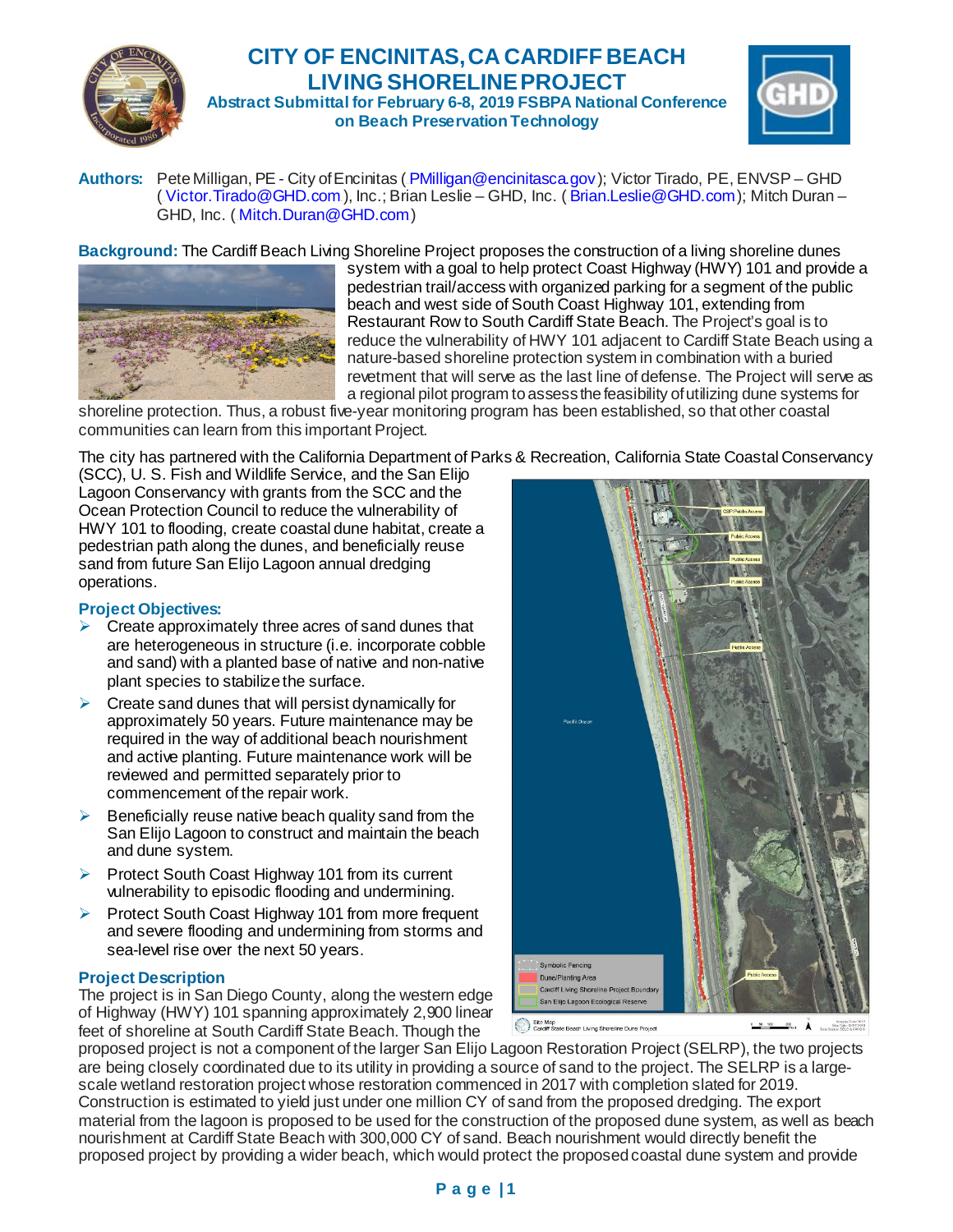# CITY OF ENCINITAS, CA CARDIFF BEACH LIVING SHORELINE PROJECT

**Abstract Submittal for February 6-8, 2019 FSBPA National Conference on Beach Preservation Technology**

**Authors:** Pete Milligan, PE - City of Encinitas (PMilligan@encinitasca.gov); Victor Tirado, PE, ENVSP – GHD (Victor.Tirado@GHD.com), Inc.; Brian Leslie – GHD, Inc. (Brian.Leslie@GHD.com); Mitch Duran – GHD, Inc. (Mitch.Duran@GHD.com)

**Background:** The Cardiff Beach Living Shoreline Project proposes the construction of a living shoreline dunes system with a goal to help protect Coast Highway (HWY) 101 and provide a pedestrian trail/access with organized parking for a segment of the public beach and west side of South Coast Highway 101, extending from Restaurant Row to South Cardiff State Beach. The Project's goal is to reduce the vulnerability of HWY 101 adjacent to Cardiff State Beach using a nature-based shoreline protection system in combination with a buried revetment that will serve as the last line of defense. The Project will serve as a regional pilot program to assess the feasibility of utilizing dune systems for shoreline protection. Thus, a robust five-year monitoring program has been established, so that other coastal communities can learn from this important Project.

The city has partnered with the California Department of Parks & Recreation, California State Coastal Conservancy (SCC), U. S. Fish and Wildlife Service, and the San Elijo Lagoon Conservancy with grants from the SCC and the Ocean Protection Council to reduce the vulnerability of HWY 101 to flooding, create coastal dune habitat, create a pedestrian path along the dunes, and beneficially reuse sand from future San Elijo Lagoon annual dredging operations.

## Project Objectives:

- Create approximately three acres of sand dunes that are heterogeneous in structure (i.e. incorporate cobble and sand) with a planted base of native and non-native plant species to stabilize the surface.
- Create sand dunes that will persist dynamically for approximately 50 years. Future maintenance may be required in the way of additional beach nourishment and active planting. Future maintenance work will be reviewed and permitted separately prior to commencement of the repair work.
- Beneficially reuse native beach quality sand from the San Elijo Lagoon to construct and maintain the beach and dune system.
- Protect South Coast Highway 101 from its current vulnerability to episodic flooding and undermining.
- Protect South Coast Highway 101 from more frequent and severe flooding and undermining from storms and sea-level rise over the next 50 years.

## Project Description

The project is in San Diego County, along the western edge of Highway (HWY) 101 spanning approximately 2,900 linear feet of shoreline at South Cardiff State Beach. Though the proposed project is not a component of the larger San Elijo Lagoon Restoration Project (SELRP), the two projects are being closely coordinated due to its utility in providing a source of sand to the project. The SELRP is a large-scale wetland restoration project whose restoration commenced in 2017 with completion slated for 2019. Construction is estimated to yield just under one million CY of sand from the proposed dredging. The export material from the lagoon is proposed to be used for the construction of the proposed dune system, as well as beach nourishment at Cardiff State Beach with 300,000 CY of sand. Beach nourishment would directly benefit the proposed project by providing a wider beach, which would protect the proposed coastal dune system and provide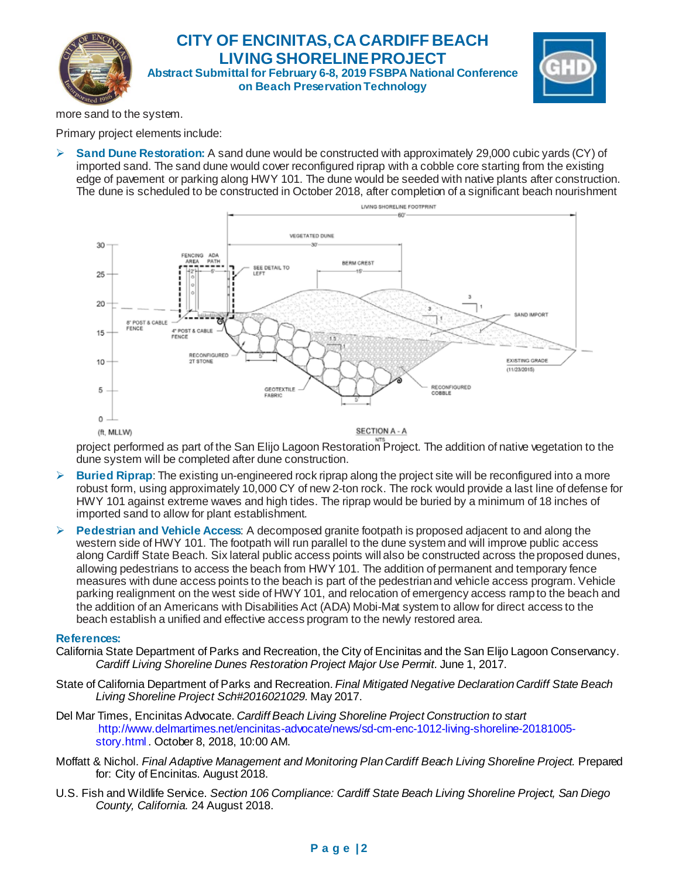more sand to the system.

Primary project elements include:

- **Sand Dune Restoration:** A sand dune would be constructed with approximately 29,000 cubic yards (CY) of imported sand. The sand dune would cover reconfigured riprap with a cobble core starting from the existing edge of pavement or parking along HWY 101. The dune would be seeded with native plants after construction. The dune is scheduled to be constructed in October 2018, after completion of a significant beach nourishment

LIVING SHORELINE FOOTPRINT
60'
VEGETATED DUNE
30'
BERM CREST
15'
FENCING AREA
ADA PATH
2'
5'
SEE DETAIL TO LEFT
8" POST & CABLE FENCE
4" POST & CABLE FENCE
RECONFIGURED 2T STONE
5'
1.5
1
3
1
3
1
SAND IMPORT
EXISTING GRADE (11/23/2015)
GEOTEXTILE FABRIC
5'
RECONFIGURED COBBLE
30
25
20
15
10
5
0
(ft, MLLW)
SECTION A - A
NTS

project performed as part of the San Elijo Lagoon Restoration Project. The addition of native vegetation to the dune system will be completed after dune construction.

- **Buried Riprap**: The existing un-engineered rock riprap along the project site will be reconfigured into a more robust form, using approximately 10,000 CY of new 2-ton rock. The rock would provide a last line of defense for HWY 101 against extreme waves and high tides. The riprap would be buried by a minimum of 18 inches of imported sand to allow for plant establishment.
- **Pedestrian and Vehicle Access**: A decomposed granite footpath is proposed adjacent to and along the western side of HWY 101. The footpath will run parallel to the dune system and will improve public access along Cardiff State Beach. Six lateral public access points will also be constructed across the proposed dunes, allowing pedestrians to access the beach from HWY 101. The addition of permanent and temporary fence measures with dune access points to the beach is part of the pedestrian and vehicle access program. Vehicle parking realignment on the west side of HWY 101, and relocation of emergency access ramp to the beach and the addition of an Americans with Disabilities Act (ADA) Mobi-Mat system to allow for direct access to the beach establish a unified and effective access program to the newly restored area.

### References:

California State Department of Parks and Recreation, the City of Encinitas and the San Elijo Lagoon Conservancy. *Cardiff Living Shoreline Dunes Restoration Project Major Use Permit*. June 1, 2017.

State of California Department of Parks and Recreation. *Final Mitigated Negative Declaration Cardiff State Beach Living Shoreline Project Sch#2016021029*. May 2017.

Del Mar Times, Encinitas Advocate. *Cardiff Beach Living Shoreline Project Construction to start* http://www.delmartimes.net/encinitas-advocate/news/sd-cm-enc-1012-living-shoreline-20181005-story.html. October 8, 2018, 10:00 AM.

Moffatt & Nichol. *Final Adaptive Management and Monitoring Plan Cardiff Beach Living Shoreline Project.* Prepared for: City of Encinitas. August 2018.

U.S. Fish and Wildlife Service. *Section 106 Compliance: Cardiff State Beach Living Shoreline Project, San Diego County, California.* 24 August 2018.